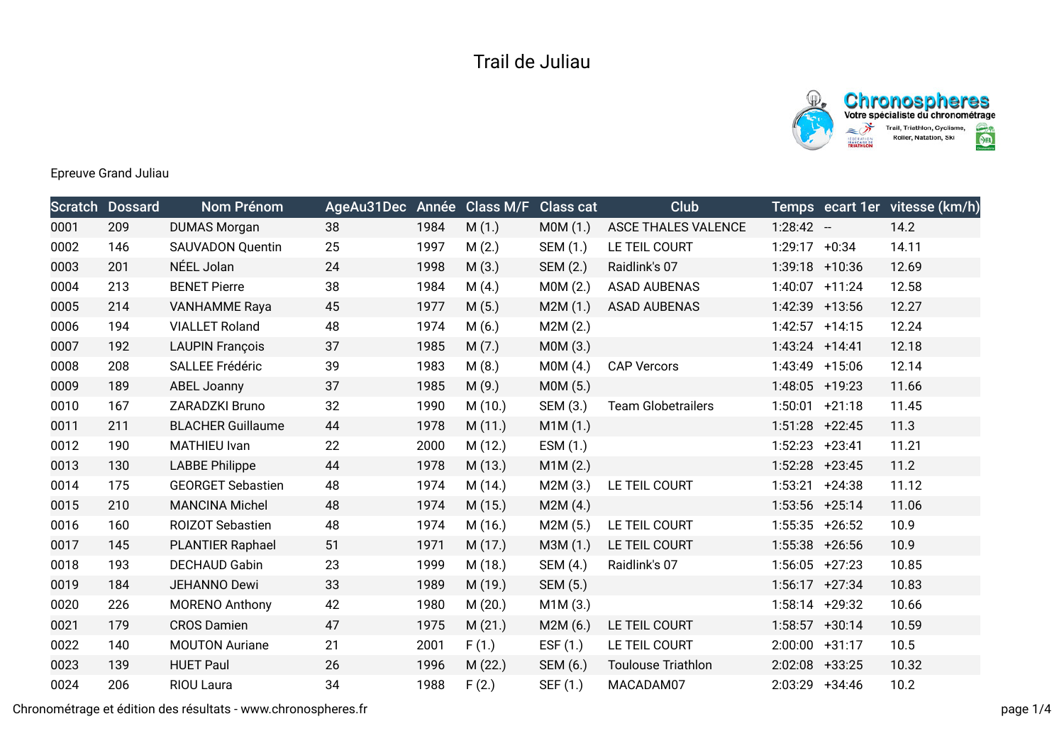# Trail de Juliau

Epreuve Grand Juliau

| Scratch | Dossard | Nom Prénom | AgeAu31Dec | Année | Class M/F | Class cat | Club | Temps | ecart 1er | vitesse (km/h) |
|---|---|---|---|---|---|---|---|---|---|---|
| 0001 | 209 | DUMAS Morgan | 38 | 1984 | M (1.) | M0M (1.) | ASCE THALES VALENCE | 1:28:42 | -- | 14.2 |
| 0002 | 146 | SAUVADON Quentin | 25 | 1997 | M (2.) | SEM (1.) | LE TEIL COURT | 1:29:17 | +0:34 | 14.11 |
| 0003 | 201 | NÉEL Jolan | 24 | 1998 | M (3.) | SEM (2.) | Raidlink's 07 | 1:39:18 | +10:36 | 12.69 |
| 0004 | 213 | BENET Pierre | 38 | 1984 | M (4.) | M0M (2.) | ASAD AUBENAS | 1:40:07 | +11:24 | 12.58 |
| 0005 | 214 | VANHAMME Raya | 45 | 1977 | M (5.) | M2M (1.) | ASAD AUBENAS | 1:42:39 | +13:56 | 12.27 |
| 0006 | 194 | VIALLET Roland | 48 | 1974 | M (6.) | M2M (2.) | | 1:42:57 | +14:15 | 12.24 |
| 0007 | 192 | LAUPIN François | 37 | 1985 | M (7.) | M0M (3.) | | 1:43:24 | +14:41 | 12.18 |
| 0008 | 208 | SALLEE Frédéric | 39 | 1983 | M (8.) | M0M (4.) | CAP Vercors | 1:43:49 | +15:06 | 12.14 |
| 0009 | 189 | ABEL Joanny | 37 | 1985 | M (9.) | M0M (5.) | | 1:48:05 | +19:23 | 11.66 |
| 0010 | 167 | ZARADZKI Bruno | 32 | 1990 | M (10.) | SEM (3.) | Team Globetrailers | 1:50:01 | +21:18 | 11.45 |
| 0011 | 211 | BLACHER Guillaume | 44 | 1978 | M (11.) | M1M (1.) | | 1:51:28 | +22:45 | 11.3 |
| 0012 | 190 | MATHIEU Ivan | 22 | 2000 | M (12.) | ESM (1.) | | 1:52:23 | +23:41 | 11.21 |
| 0013 | 130 | LABBE Philippe | 44 | 1978 | M (13.) | M1M (2.) | | 1:52:28 | +23:45 | 11.2 |
| 0014 | 175 | GEORGET Sebastien | 48 | 1974 | M (14.) | M2M (3.) | LE TEIL COURT | 1:53:21 | +24:38 | 11.12 |
| 0015 | 210 | MANCINA Michel | 48 | 1974 | M (15.) | M2M (4.) | | 1:53:56 | +25:14 | 11.06 |
| 0016 | 160 | ROIZOT Sebastien | 48 | 1974 | M (16.) | M2M (5.) | LE TEIL COURT | 1:55:35 | +26:52 | 10.9 |
| 0017 | 145 | PLANTIER Raphael | 51 | 1971 | M (17.) | M3M (1.) | LE TEIL COURT | 1:55:38 | +26:56 | 10.9 |
| 0018 | 193 | DECHAUD Gabin | 23 | 1999 | M (18.) | SEM (4.) | Raidlink's 07 | 1:56:05 | +27:23 | 10.85 |
| 0019 | 184 | JEHANNO Dewi | 33 | 1989 | M (19.) | SEM (5.) | | 1:56:17 | +27:34 | 10.83 |
| 0020 | 226 | MORENO Anthony | 42 | 1980 | M (20.) | M1M (3.) | | 1:58:14 | +29:32 | 10.66 |
| 0021 | 179 | CROS Damien | 47 | 1975 | M (21.) | M2M (6.) | LE TEIL COURT | 1:58:57 | +30:14 | 10.59 |
| 0022 | 140 | MOUTON Auriane | 21 | 2001 | F (1.) | ESF (1.) | LE TEIL COURT | 2:00:00 | +31:17 | 10.5 |
| 0023 | 139 | HUET Paul | 26 | 1996 | M (22.) | SEM (6.) | Toulouse Triathlon | 2:02:08 | +33:25 | 10.32 |
| 0024 | 206 | RIOU Laura | 34 | 1988 | F (2.) | SEF (1.) | MACADAM07 | 2:03:29 | +34:46 | 10.2 |

Chronométrage et édition des résultats - www.chronospheres.fr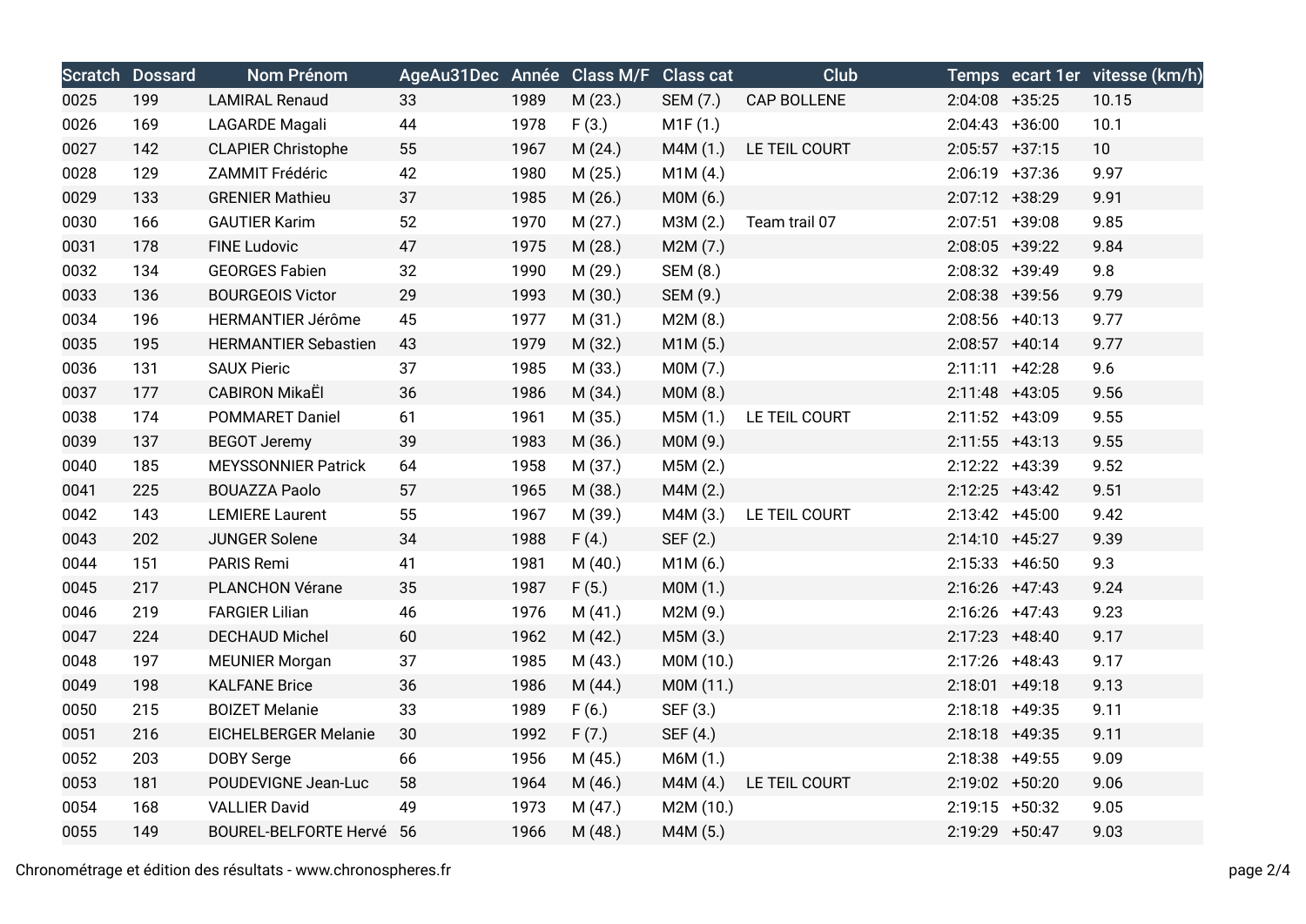| Scratch | Dossard | Nom Prénom | AgeAu31Dec | Année | Class M/F | Class cat | Club | Temps | ecart 1er | vitesse (km/h) |
|---|---|---|---|---|---|---|---|---|---|---|
| 0025 | 199 | LAMIRAL Renaud | 33 | 1989 | M (23.) | SEM (7.) | CAP BOLLENE | 2:04:08 | +35:25 | 10.15 |
| 0026 | 169 | LAGARDE Magali | 44 | 1978 | F (3.) | M1F (1.) | | 2:04:43 | +36:00 | 10.1 |
| 0027 | 142 | CLAPIER Christophe | 55 | 1967 | M (24.) | M4M (1.) | LE TEIL COURT | 2:05:57 | +37:15 | 10 |
| 0028 | 129 | ZAMMIT Frédéric | 42 | 1980 | M (25.) | M1M (4.) | | 2:06:19 | +37:36 | 9.97 |
| 0029 | 133 | GRENIER Mathieu | 37 | 1985 | M (26.) | M0M (6.) | | 2:07:12 | +38:29 | 9.91 |
| 0030 | 166 | GAUTIER Karim | 52 | 1970 | M (27.) | M3M (2.) | Team trail 07 | 2:07:51 | +39:08 | 9.85 |
| 0031 | 178 | FINE Ludovic | 47 | 1975 | M (28.) | M2M (7.) | | 2:08:05 | +39:22 | 9.84 |
| 0032 | 134 | GEORGES Fabien | 32 | 1990 | M (29.) | SEM (8.) | | 2:08:32 | +39:49 | 9.8 |
| 0033 | 136 | BOURGEOIS Victor | 29 | 1993 | M (30.) | SEM (9.) | | 2:08:38 | +39:56 | 9.79 |
| 0034 | 196 | HERMANTIER Jérôme | 45 | 1977 | M (31.) | M2M (8.) | | 2:08:56 | +40:13 | 9.77 |
| 0035 | 195 | HERMANTIER Sebastien | 43 | 1979 | M (32.) | M1M (5.) | | 2:08:57 | +40:14 | 9.77 |
| 0036 | 131 | SAUX Pieric | 37 | 1985 | M (33.) | M0M (7.) | | 2:11:11 | +42:28 | 9.6 |
| 0037 | 177 | CABIRON MikaËl | 36 | 1986 | M (34.) | M0M (8.) | | 2:11:48 | +43:05 | 9.56 |
| 0038 | 174 | POMMARET Daniel | 61 | 1961 | M (35.) | M5M (1.) | LE TEIL COURT | 2:11:52 | +43:09 | 9.55 |
| 0039 | 137 | BEGOT Jeremy | 39 | 1983 | M (36.) | M0M (9.) | | 2:11:55 | +43:13 | 9.55 |
| 0040 | 185 | MEYSSONNIER Patrick | 64 | 1958 | M (37.) | M5M (2.) | | 2:12:22 | +43:39 | 9.52 |
| 0041 | 225 | BOUAZZA Paolo | 57 | 1965 | M (38.) | M4M (2.) | | 2:12:25 | +43:42 | 9.51 |
| 0042 | 143 | LEMIERE Laurent | 55 | 1967 | M (39.) | M4M (3.) | LE TEIL COURT | 2:13:42 | +45:00 | 9.42 |
| 0043 | 202 | JUNGER Solene | 34 | 1988 | F (4.) | SEF (2.) | | 2:14:10 | +45:27 | 9.39 |
| 0044 | 151 | PARIS Remi | 41 | 1981 | M (40.) | M1M (6.) | | 2:15:33 | +46:50 | 9.3 |
| 0045 | 217 | PLANCHON Vérane | 35 | 1987 | F (5.) | M0M (1.) | | 2:16:26 | +47:43 | 9.24 |
| 0046 | 219 | FARGIER Lilian | 46 | 1976 | M (41.) | M2M (9.) | | 2:16:26 | +47:43 | 9.23 |
| 0047 | 224 | DECHAUD Michel | 60 | 1962 | M (42.) | M5M (3.) | | 2:17:23 | +48:40 | 9.17 |
| 0048 | 197 | MEUNIER Morgan | 37 | 1985 | M (43.) | M0M (10.) | | 2:17:26 | +48:43 | 9.17 |
| 0049 | 198 | KALFANE Brice | 36 | 1986 | M (44.) | M0M (11.) | | 2:18:01 | +49:18 | 9.13 |
| 0050 | 215 | BOIZET Melanie | 33 | 1989 | F (6.) | SEF (3.) | | 2:18:18 | +49:35 | 9.11 |
| 0051 | 216 | EICHELBERGER Melanie | 30 | 1992 | F (7.) | SEF (4.) | | 2:18:18 | +49:35 | 9.11 |
| 0052 | 203 | DOBY Serge | 66 | 1956 | M (45.) | M6M (1.) | | 2:18:38 | +49:55 | 9.09 |
| 0053 | 181 | POUDEVIGNE Jean-Luc | 58 | 1964 | M (46.) | M4M (4.) | LE TEIL COURT | 2:19:02 | +50:20 | 9.06 |
| 0054 | 168 | VALLIER David | 49 | 1973 | M (47.) | M2M (10.) | | 2:19:15 | +50:32 | 9.05 |
| 0055 | 149 | BOUREL-BELFORTE Hervé | 56 | 1966 | M (48.) | M4M (5.) | | 2:19:29 | +50:47 | 9.03 |

Chronométrage et édition des résultats - www.chronospheres.fr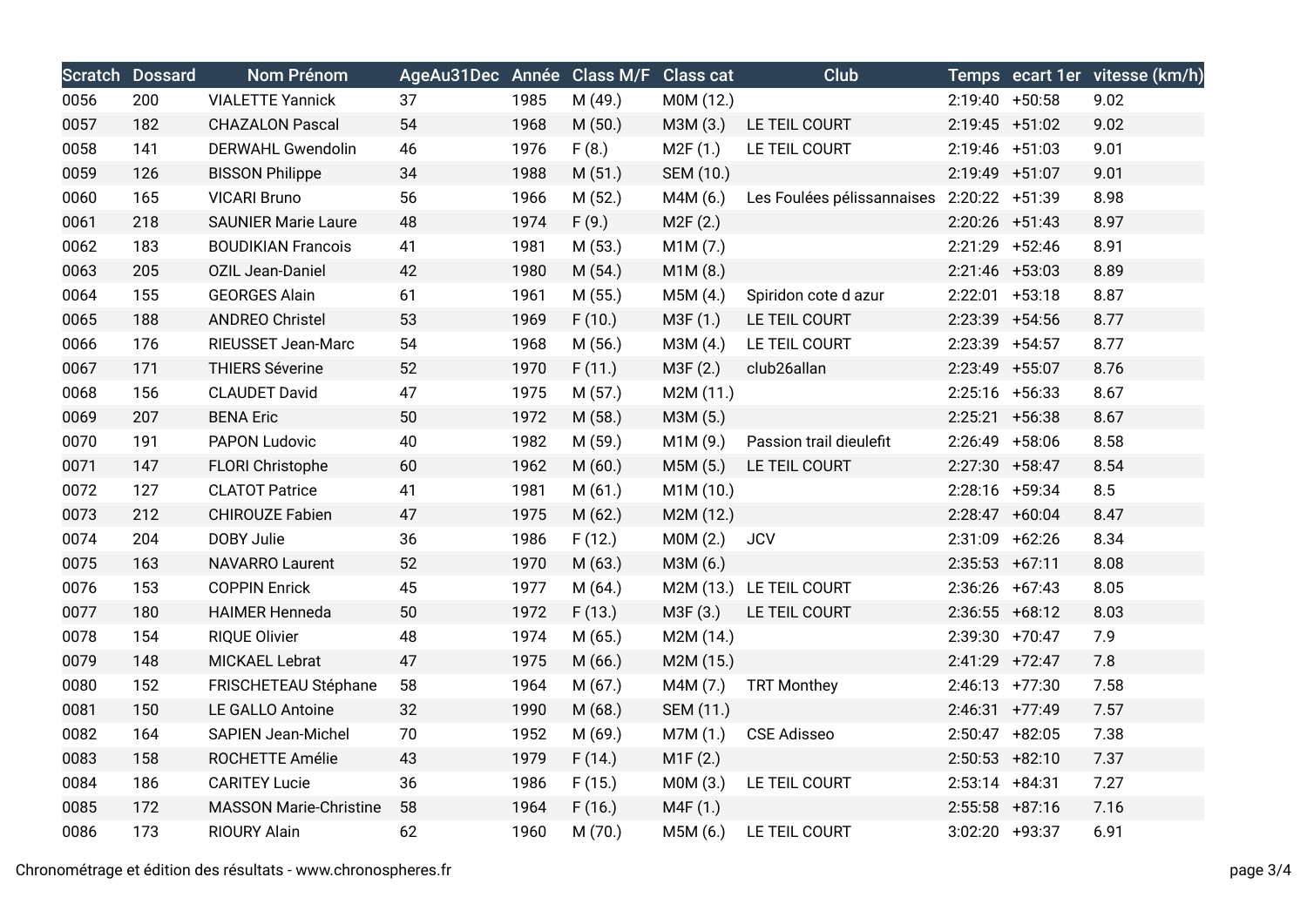| Scratch | Dossard | Nom Prénom | AgeAu31Dec | Année | Class M/F | Class cat | Club | Temps | ecart 1er | vitesse (km/h) |
|---|---|---|---|---|---|---|---|---|---|---|
| 0056 | 200 | VIALETTE Yannick | 37 | 1985 | M (49.) | M0M (12.) | | 2:19:40 | +50:58 | 9.02 |
| 0057 | 182 | CHAZALON Pascal | 54 | 1968 | M (50.) | M3M (3.) | LE TEIL COURT | 2:19:45 | +51:02 | 9.02 |
| 0058 | 141 | DERWAHL Gwendolin | 46 | 1976 | F (8.) | M2F (1.) | LE TEIL COURT | 2:19:46 | +51:03 | 9.01 |
| 0059 | 126 | BISSON Philippe | 34 | 1988 | M (51.) | SEM (10.) | | 2:19:49 | +51:07 | 9.01 |
| 0060 | 165 | VICARI Bruno | 56 | 1966 | M (52.) | M4M (6.) | Les Foulées pélissannaises | 2:20:22 | +51:39 | 8.98 |
| 0061 | 218 | SAUNIER Marie Laure | 48 | 1974 | F (9.) | M2F (2.) | | 2:20:26 | +51:43 | 8.97 |
| 0062 | 183 | BOUDIKIAN Francois | 41 | 1981 | M (53.) | M1M (7.) | | 2:21:29 | +52:46 | 8.91 |
| 0063 | 205 | OZIL Jean-Daniel | 42 | 1980 | M (54.) | M1M (8.) | | 2:21:46 | +53:03 | 8.89 |
| 0064 | 155 | GEORGES Alain | 61 | 1961 | M (55.) | M5M (4.) | Spiridon cote d azur | 2:22:01 | +53:18 | 8.87 |
| 0065 | 188 | ANDREO Christel | 53 | 1969 | F (10.) | M3F (1.) | LE TEIL COURT | 2:23:39 | +54:56 | 8.77 |
| 0066 | 176 | RIEUSSET Jean-Marc | 54 | 1968 | M (56.) | M3M (4.) | LE TEIL COURT | 2:23:39 | +54:57 | 8.77 |
| 0067 | 171 | THIERS Séverine | 52 | 1970 | F (11.) | M3F (2.) | club26allan | 2:23:49 | +55:07 | 8.76 |
| 0068 | 156 | CLAUDET David | 47 | 1975 | M (57.) | M2M (11.) | | 2:25:16 | +56:33 | 8.67 |
| 0069 | 207 | BENA Eric | 50 | 1972 | M (58.) | M3M (5.) | | 2:25:21 | +56:38 | 8.67 |
| 0070 | 191 | PAPON Ludovic | 40 | 1982 | M (59.) | M1M (9.) | Passion trail dieulefit | 2:26:49 | +58:06 | 8.58 |
| 0071 | 147 | FLORI Christophe | 60 | 1962 | M (60.) | M5M (5.) | LE TEIL COURT | 2:27:30 | +58:47 | 8.54 |
| 0072 | 127 | CLATOT Patrice | 41 | 1981 | M (61.) | M1M (10.) | | 2:28:16 | +59:34 | 8.5 |
| 0073 | 212 | CHIROUZE Fabien | 47 | 1975 | M (62.) | M2M (12.) | | 2:28:47 | +60:04 | 8.47 |
| 0074 | 204 | DOBY Julie | 36 | 1986 | F (12.) | M0M (2.) | JCV | 2:31:09 | +62:26 | 8.34 |
| 0075 | 163 | NAVARRO Laurent | 52 | 1970 | M (63.) | M3M (6.) | | 2:35:53 | +67:11 | 8.08 |
| 0076 | 153 | COPPIN Enrick | 45 | 1977 | M (64.) | M2M (13.) | LE TEIL COURT | 2:36:26 | +67:43 | 8.05 |
| 0077 | 180 | HAIMER Henneda | 50 | 1972 | F (13.) | M3F (3.) | LE TEIL COURT | 2:36:55 | +68:12 | 8.03 |
| 0078 | 154 | RIQUE Olivier | 48 | 1974 | M (65.) | M2M (14.) | | 2:39:30 | +70:47 | 7.9 |
| 0079 | 148 | MICKAEL Lebrat | 47 | 1975 | M (66.) | M2M (15.) | | 2:41:29 | +72:47 | 7.8 |
| 0080 | 152 | FRISCHETEAU Stéphane | 58 | 1964 | M (67.) | M4M (7.) | TRT Monthey | 2:46:13 | +77:30 | 7.58 |
| 0081 | 150 | LE GALLO Antoine | 32 | 1990 | M (68.) | SEM (11.) | | 2:46:31 | +77:49 | 7.57 |
| 0082 | 164 | SAPIEN Jean-Michel | 70 | 1952 | M (69.) | M7M (1.) | CSE Adisseo | 2:50:47 | +82:05 | 7.38 |
| 0083 | 158 | ROCHETTE Amélie | 43 | 1979 | F (14.) | M1F (2.) | | 2:50:53 | +82:10 | 7.37 |
| 0084 | 186 | CARITEY Lucie | 36 | 1986 | F (15.) | M0M (3.) | LE TEIL COURT | 2:53:14 | +84:31 | 7.27 |
| 0085 | 172 | MASSON Marie-Christine | 58 | 1964 | F (16.) | M4F (1.) | | 2:55:58 | +87:16 | 7.16 |
| 0086 | 173 | RIOURY Alain | 62 | 1960 | M (70.) | M5M (6.) | LE TEIL COURT | 3:02:20 | +93:37 | 6.91 |

Chronométrage et édition des résultats - www.chronospheres.fr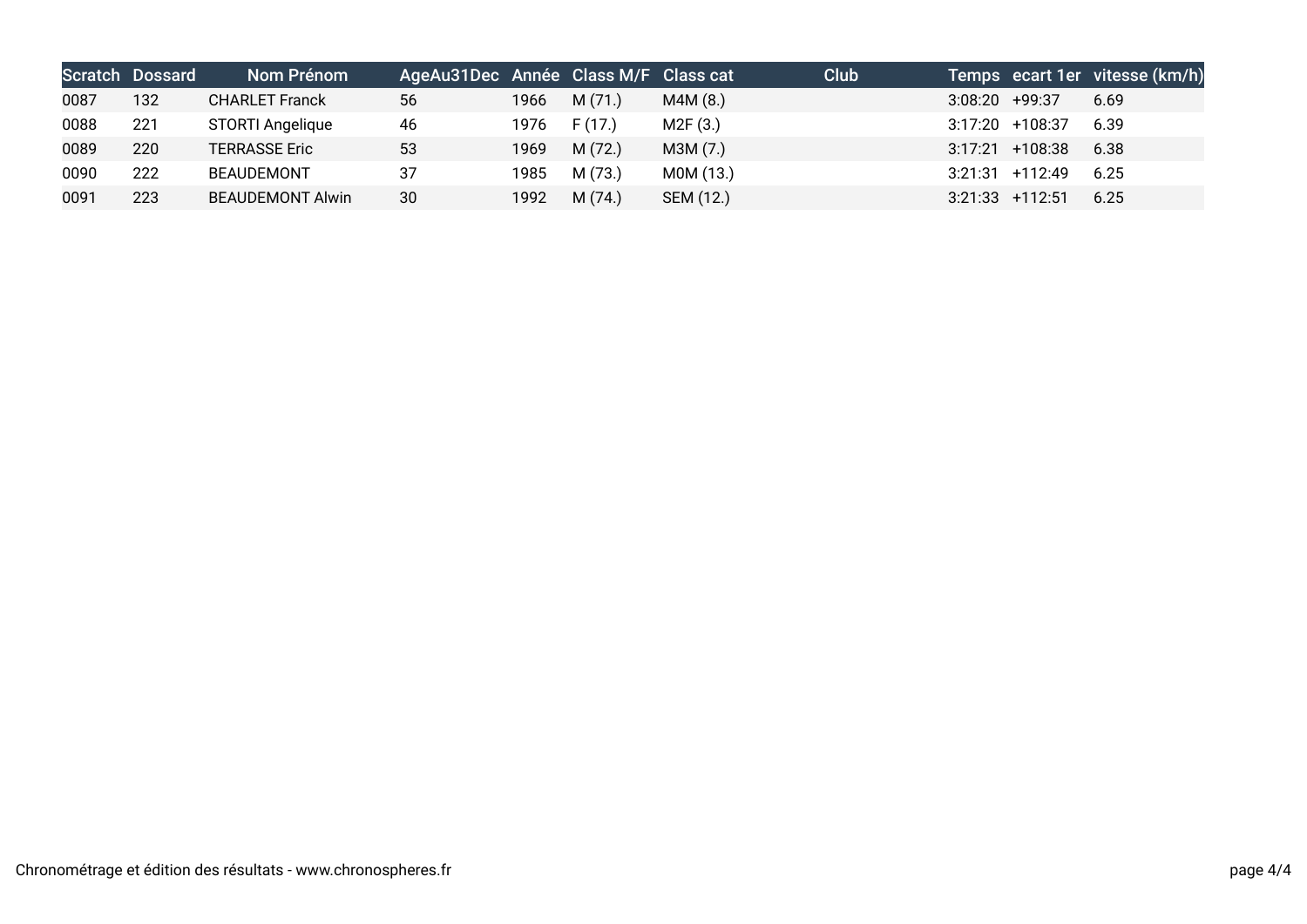| Scratch | Dossard | Nom Prénom | AgeAu31Dec | Année | Class M/F | Class cat | Club | Temps | ecart 1er | vitesse (km/h) |
|---|---|---|---|---|---|---|---|---|---|---|
| 0087 | 132 | CHARLET Franck | 56 | 1966 | M (71.) | M4M (8.) | | 3:08:20 | +99:37 | 6.69 |
| 0088 | 221 | STORTI Angelique | 46 | 1976 | F (17.) | M2F (3.) | | 3:17:20 | +108:37 | 6.39 |
| 0089 | 220 | TERRASSE Eric | 53 | 1969 | M (72.) | M3M (7.) | | 3:17:21 | +108:38 | 6.38 |
| 0090 | 222 | BEAUDEMONT | 37 | 1985 | M (73.) | M0M (13.) | | 3:21:31 | +112:49 | 6.25 |
| 0091 | 223 | BEAUDEMONT Alwin | 30 | 1992 | M (74.) | SEM (12.) | | 3:21:33 | +112:51 | 6.25 |

Chronométrage et édition des résultats - www.chronospheres.fr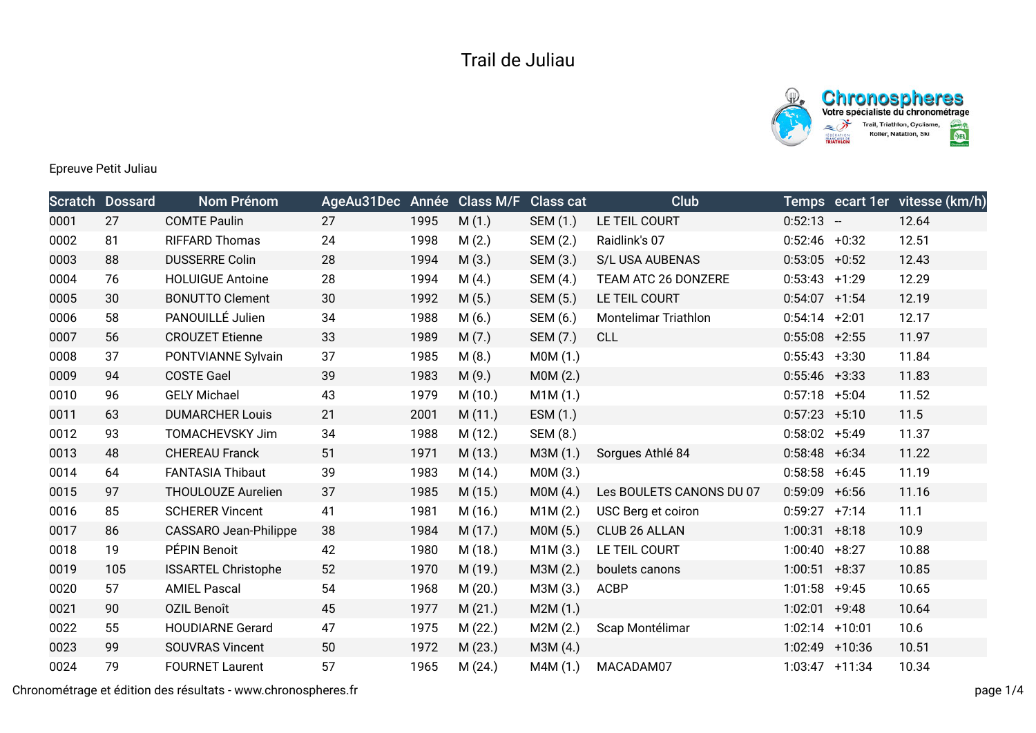# Trail de Juliau

Epreuve Petit Juliau

| Scratch | Dossard | Nom Prénom | AgeAu31Dec | Année | Class M/F | Class cat | Club | Temps | ecart 1er | vitesse (km/h) |
|---|---|---|---|---|---|---|---|---|---|---|
| 0001 | 27 | COMTE Paulin | 27 | 1995 | M (1.) | SEM (1.) | LE TEIL COURT | 0:52:13 | -- | 12.64 |
| 0002 | 81 | RIFFARD Thomas | 24 | 1998 | M (2.) | SEM (2.) | Raidlink's 07 | 0:52:46 | +0:32 | 12.51 |
| 0003 | 88 | DUSSERRE Colin | 28 | 1994 | M (3.) | SEM (3.) | S/L USA AUBENAS | 0:53:05 | +0:52 | 12.43 |
| 0004 | 76 | HOLUIGUE Antoine | 28 | 1994 | M (4.) | SEM (4.) | TEAM ATC 26 DONZERE | 0:53:43 | +1:29 | 12.29 |
| 0005 | 30 | BONUTTO Clement | 30 | 1992 | M (5.) | SEM (5.) | LE TEIL COURT | 0:54:07 | +1:54 | 12.19 |
| 0006 | 58 | PANOUILLÉ Julien | 34 | 1988 | M (6.) | SEM (6.) | Montelimar Triathlon | 0:54:14 | +2:01 | 12.17 |
| 0007 | 56 | CROUZET Etienne | 33 | 1989 | M (7.) | SEM (7.) | CLL | 0:55:08 | +2:55 | 11.97 |
| 0008 | 37 | PONTVIANNE Sylvain | 37 | 1985 | M (8.) | M0M (1.) | | 0:55:43 | +3:30 | 11.84 |
| 0009 | 94 | COSTE Gael | 39 | 1983 | M (9.) | M0M (2.) | | 0:55:46 | +3:33 | 11.83 |
| 0010 | 96 | GELY Michael | 43 | 1979 | M (10.) | M1M (1.) | | 0:57:18 | +5:04 | 11.52 |
| 0011 | 63 | DUMARCHER Louis | 21 | 2001 | M (11.) | ESM (1.) | | 0:57:23 | +5:10 | 11.5 |
| 0012 | 93 | TOMACHEVSKY Jim | 34 | 1988 | M (12.) | SEM (8.) | | 0:58:02 | +5:49 | 11.37 |
| 0013 | 48 | CHEREAU Franck | 51 | 1971 | M (13.) | M3M (1.) | Sorgues Athlé 84 | 0:58:48 | +6:34 | 11.22 |
| 0014 | 64 | FANTASIA Thibaut | 39 | 1983 | M (14.) | M0M (3.) | | 0:58:58 | +6:45 | 11.19 |
| 0015 | 97 | THOULOUZE Aurelien | 37 | 1985 | M (15.) | M0M (4.) | Les BOULETS CANONS DU 07 | 0:59:09 | +6:56 | 11.16 |
| 0016 | 85 | SCHERER Vincent | 41 | 1981 | M (16.) | M1M (2.) | USC Berg et coiron | 0:59:27 | +7:14 | 11.1 |
| 0017 | 86 | CASSARO Jean-Philippe | 38 | 1984 | M (17.) | M0M (5.) | CLUB 26 ALLAN | 1:00:31 | +8:18 | 10.9 |
| 0018 | 19 | PÉPIN Benoit | 42 | 1980 | M (18.) | M1M (3.) | LE TEIL COURT | 1:00:40 | +8:27 | 10.88 |
| 0019 | 105 | ISSARTEL Christophe | 52 | 1970 | M (19.) | M3M (2.) | boulets canons | 1:00:51 | +8:37 | 10.85 |
| 0020 | 57 | AMIEL Pascal | 54 | 1968 | M (20.) | M3M (3.) | ACBP | 1:01:58 | +9:45 | 10.65 |
| 0021 | 90 | OZIL Benoît | 45 | 1977 | M (21.) | M2M (1.) | | 1:02:01 | +9:48 | 10.64 |
| 0022 | 55 | HOUDIARNE Gerard | 47 | 1975 | M (22.) | M2M (2.) | Scap Montélimar | 1:02:14 | +10:01 | 10.6 |
| 0023 | 99 | SOUVRAS Vincent | 50 | 1972 | M (23.) | M3M (4.) | | 1:02:49 | +10:36 | 10.51 |
| 0024 | 79 | FOURNET Laurent | 57 | 1965 | M (24.) | M4M (1.) | MACADAM07 | 1:03:47 | +11:34 | 10.34 |

Chronométrage et édition des résultats - www.chronospheres.fr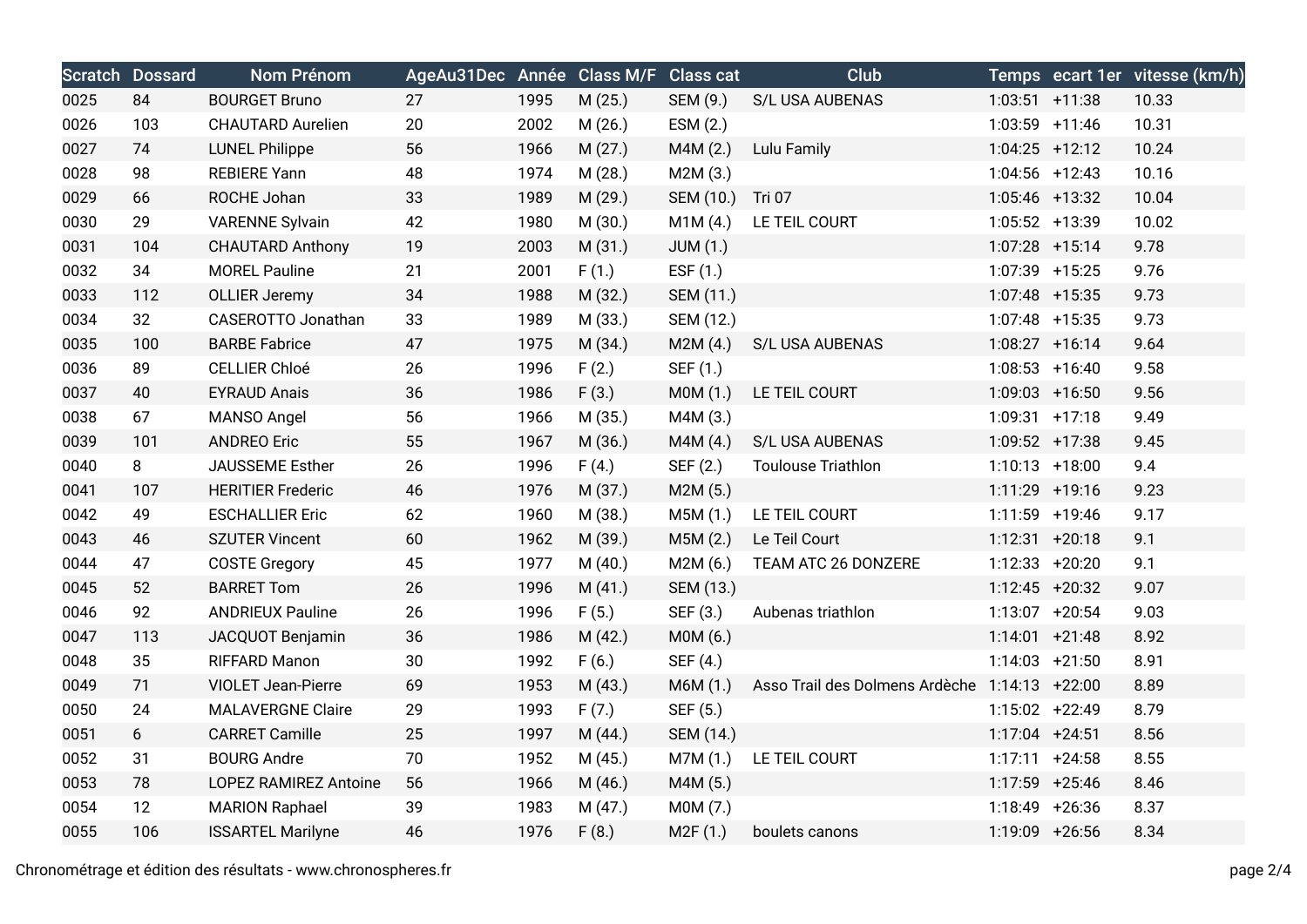| Scratch | Dossard | Nom Prénom | AgeAu31Dec | Année | Class M/F | Class cat | Club | Temps | ecart 1er | vitesse (km/h) |
|---|---|---|---|---|---|---|---|---|---|---|
| 0025 | 84 | BOURGET Bruno | 27 | 1995 | M (25.) | SEM (9.) | S/L USA AUBENAS | 1:03:51 | +11:38 | 10.33 |
| 0026 | 103 | CHAUTARD Aurelien | 20 | 2002 | M (26.) | ESM (2.) | | 1:03:59 | +11:46 | 10.31 |
| 0027 | 74 | LUNEL Philippe | 56 | 1966 | M (27.) | M4M (2.) | Lulu Family | 1:04:25 | +12:12 | 10.24 |
| 0028 | 98 | REBIERE Yann | 48 | 1974 | M (28.) | M2M (3.) | | 1:04:56 | +12:43 | 10.16 |
| 0029 | 66 | ROCHE Johan | 33 | 1989 | M (29.) | SEM (10.) | Tri 07 | 1:05:46 | +13:32 | 10.04 |
| 0030 | 29 | VARENNE Sylvain | 42 | 1980 | M (30.) | M1M (4.) | LE TEIL COURT | 1:05:52 | +13:39 | 10.02 |
| 0031 | 104 | CHAUTARD Anthony | 19 | 2003 | M (31.) | JUM (1.) | | 1:07:28 | +15:14 | 9.78 |
| 0032 | 34 | MOREL Pauline | 21 | 2001 | F (1.) | ESF (1.) | | 1:07:39 | +15:25 | 9.76 |
| 0033 | 112 | OLLIER Jeremy | 34 | 1988 | M (32.) | SEM (11.) | | 1:07:48 | +15:35 | 9.73 |
| 0034 | 32 | CASEROTTO Jonathan | 33 | 1989 | M (33.) | SEM (12.) | | 1:07:48 | +15:35 | 9.73 |
| 0035 | 100 | BARBE Fabrice | 47 | 1975 | M (34.) | M2M (4.) | S/L USA AUBENAS | 1:08:27 | +16:14 | 9.64 |
| 0036 | 89 | CELLIER Chloé | 26 | 1996 | F (2.) | SEF (1.) | | 1:08:53 | +16:40 | 9.58 |
| 0037 | 40 | EYRAUD Anais | 36 | 1986 | F (3.) | M0M (1.) | LE TEIL COURT | 1:09:03 | +16:50 | 9.56 |
| 0038 | 67 | MANSO Angel | 56 | 1966 | M (35.) | M4M (3.) | | 1:09:31 | +17:18 | 9.49 |
| 0039 | 101 | ANDREO Eric | 55 | 1967 | M (36.) | M4M (4.) | S/L USA AUBENAS | 1:09:52 | +17:38 | 9.45 |
| 0040 | 8 | JAUSSEME Esther | 26 | 1996 | F (4.) | SEF (2.) | Toulouse Triathlon | 1:10:13 | +18:00 | 9.4 |
| 0041 | 107 | HERITIER Frederic | 46 | 1976 | M (37.) | M2M (5.) | | 1:11:29 | +19:16 | 9.23 |
| 0042 | 49 | ESCHALLIER Eric | 62 | 1960 | M (38.) | M5M (1.) | LE TEIL COURT | 1:11:59 | +19:46 | 9.17 |
| 0043 | 46 | SZUTER Vincent | 60 | 1962 | M (39.) | M5M (2.) | Le Teil Court | 1:12:31 | +20:18 | 9.1 |
| 0044 | 47 | COSTE Gregory | 45 | 1977 | M (40.) | M2M (6.) | TEAM ATC 26 DONZERE | 1:12:33 | +20:20 | 9.1 |
| 0045 | 52 | BARRET Tom | 26 | 1996 | M (41.) | SEM (13.) | | 1:12:45 | +20:32 | 9.07 |
| 0046 | 92 | ANDRIEUX Pauline | 26 | 1996 | F (5.) | SEF (3.) | Aubenas triathlon | 1:13:07 | +20:54 | 9.03 |
| 0047 | 113 | JACQUOT Benjamin | 36 | 1986 | M (42.) | M0M (6.) | | 1:14:01 | +21:48 | 8.92 |
| 0048 | 35 | RIFFARD Manon | 30 | 1992 | F (6.) | SEF (4.) | | 1:14:03 | +21:50 | 8.91 |
| 0049 | 71 | VIOLET Jean-Pierre | 69 | 1953 | M (43.) | M6M (1.) | Asso Trail des Dolmens Ardèche | 1:14:13 | +22:00 | 8.89 |
| 0050 | 24 | MALAVERGNE Claire | 29 | 1993 | F (7.) | SEF (5.) | | 1:15:02 | +22:49 | 8.79 |
| 0051 | 6 | CARRET Camille | 25 | 1997 | M (44.) | SEM (14.) | | 1:17:04 | +24:51 | 8.56 |
| 0052 | 31 | BOURG Andre | 70 | 1952 | M (45.) | M7M (1.) | LE TEIL COURT | 1:17:11 | +24:58 | 8.55 |
| 0053 | 78 | LOPEZ RAMIREZ Antoine | 56 | 1966 | M (46.) | M4M (5.) | | 1:17:59 | +25:46 | 8.46 |
| 0054 | 12 | MARION Raphael | 39 | 1983 | M (47.) | M0M (7.) | | 1:18:49 | +26:36 | 8.37 |
| 0055 | 106 | ISSARTEL Marilyne | 46 | 1976 | F (8.) | M2F (1.) | boulets canons | 1:19:09 | +26:56 | 8.34 |

Chronométrage et édition des résultats - www.chronospheres.fr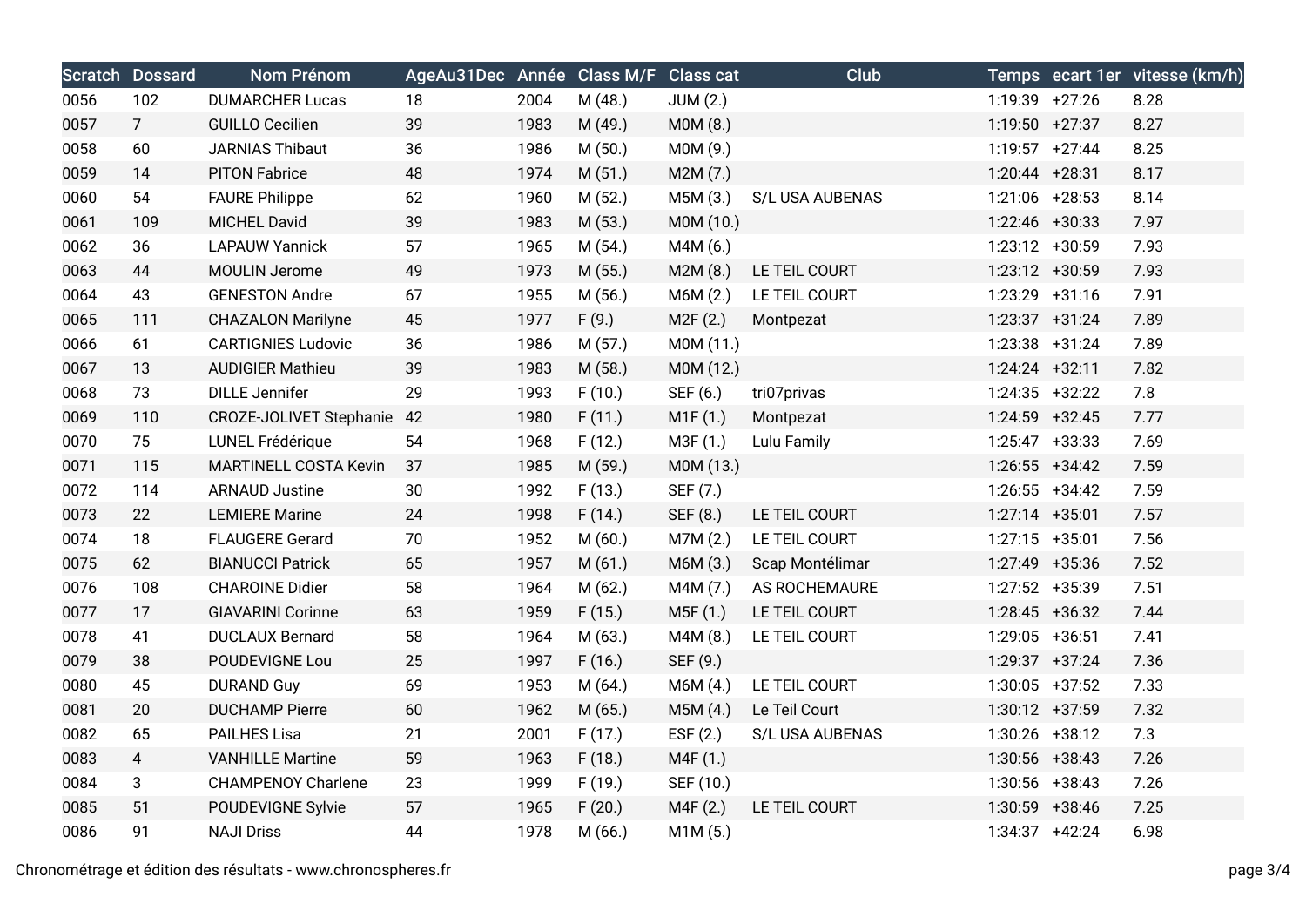| Scratch | Dossard | Nom Prénom | AgeAu31Dec | Année | Class M/F | Class cat | Club | Temps | ecart 1er | vitesse (km/h) |
|---|---|---|---|---|---|---|---|---|---|---|
| 0056 | 102 | DUMARCHER Lucas | 18 | 2004 | M (48.) | JUM (2.) | | 1:19:39 | +27:26 | 8.28 |
| 0057 | 7 | GUILLO Cecilien | 39 | 1983 | M (49.) | M0M (8.) | | 1:19:50 | +27:37 | 8.27 |
| 0058 | 60 | JARNIAS Thibaut | 36 | 1986 | M (50.) | M0M (9.) | | 1:19:57 | +27:44 | 8.25 |
| 0059 | 14 | PITON Fabrice | 48 | 1974 | M (51.) | M2M (7.) | | 1:20:44 | +28:31 | 8.17 |
| 0060 | 54 | FAURE Philippe | 62 | 1960 | M (52.) | M5M (3.) | S/L USA AUBENAS | 1:21:06 | +28:53 | 8.14 |
| 0061 | 109 | MICHEL David | 39 | 1983 | M (53.) | M0M (10.) | | 1:22:46 | +30:33 | 7.97 |
| 0062 | 36 | LAPAUW Yannick | 57 | 1965 | M (54.) | M4M (6.) | | 1:23:12 | +30:59 | 7.93 |
| 0063 | 44 | MOULIN Jerome | 49 | 1973 | M (55.) | M2M (8.) | LE TEIL COURT | 1:23:12 | +30:59 | 7.93 |
| 0064 | 43 | GENESTON Andre | 67 | 1955 | M (56.) | M6M (2.) | LE TEIL COURT | 1:23:29 | +31:16 | 7.91 |
| 0065 | 111 | CHAZALON Marilyne | 45 | 1977 | F (9.) | M2F (2.) | Montpezat | 1:23:37 | +31:24 | 7.89 |
| 0066 | 61 | CARTIGNIES Ludovic | 36 | 1986 | M (57.) | M0M (11.) | | 1:23:38 | +31:24 | 7.89 |
| 0067 | 13 | AUDIGIER Mathieu | 39 | 1983 | M (58.) | M0M (12.) | | 1:24:24 | +32:11 | 7.82 |
| 0068 | 73 | DILLE Jennifer | 29 | 1993 | F (10.) | SEF (6.) | tri07privas | 1:24:35 | +32:22 | 7.8 |
| 0069 | 110 | CROZE-JOLIVET Stephanie | 42 | 1980 | F (11.) | M1F (1.) | Montpezat | 1:24:59 | +32:45 | 7.77 |
| 0070 | 75 | LUNEL Frédérique | 54 | 1968 | F (12.) | M3F (1.) | Lulu Family | 1:25:47 | +33:33 | 7.69 |
| 0071 | 115 | MARTINELL COSTA Kevin | 37 | 1985 | M (59.) | M0M (13.) | | 1:26:55 | +34:42 | 7.59 |
| 0072 | 114 | ARNAUD Justine | 30 | 1992 | F (13.) | SEF (7.) | | 1:26:55 | +34:42 | 7.59 |
| 0073 | 22 | LEMIERE Marine | 24 | 1998 | F (14.) | SEF (8.) | LE TEIL COURT | 1:27:14 | +35:01 | 7.57 |
| 0074 | 18 | FLAUGERE Gerard | 70 | 1952 | M (60.) | M7M (2.) | LE TEIL COURT | 1:27:15 | +35:01 | 7.56 |
| 0075 | 62 | BIANUCCI Patrick | 65 | 1957 | M (61.) | M6M (3.) | Scap Montélimar | 1:27:49 | +35:36 | 7.52 |
| 0076 | 108 | CHAROINE Didier | 58 | 1964 | M (62.) | M4M (7.) | AS ROCHEMAURE | 1:27:52 | +35:39 | 7.51 |
| 0077 | 17 | GIAVARINI Corinne | 63 | 1959 | F (15.) | M5F (1.) | LE TEIL COURT | 1:28:45 | +36:32 | 7.44 |
| 0078 | 41 | DUCLAUX Bernard | 58 | 1964 | M (63.) | M4M (8.) | LE TEIL COURT | 1:29:05 | +36:51 | 7.41 |
| 0079 | 38 | POUDEVIGNE Lou | 25 | 1997 | F (16.) | SEF (9.) | | 1:29:37 | +37:24 | 7.36 |
| 0080 | 45 | DURAND Guy | 69 | 1953 | M (64.) | M6M (4.) | LE TEIL COURT | 1:30:05 | +37:52 | 7.33 |
| 0081 | 20 | DUCHAMP Pierre | 60 | 1962 | M (65.) | M5M (4.) | Le Teil Court | 1:30:12 | +37:59 | 7.32 |
| 0082 | 65 | PAILHES Lisa | 21 | 2001 | F (17.) | ESF (2.) | S/L USA AUBENAS | 1:30:26 | +38:12 | 7.3 |
| 0083 | 4 | VANHILLE Martine | 59 | 1963 | F (18.) | M4F (1.) | | 1:30:56 | +38:43 | 7.26 |
| 0084 | 3 | CHAMPENOY Charlene | 23 | 1999 | F (19.) | SEF (10.) | | 1:30:56 | +38:43 | 7.26 |
| 0085 | 51 | POUDEVIGNE Sylvie | 57 | 1965 | F (20.) | M4F (2.) | LE TEIL COURT | 1:30:59 | +38:46 | 7.25 |
| 0086 | 91 | NAJI Driss | 44 | 1978 | M (66.) | M1M (5.) | | 1:34:37 | +42:24 | 6.98 |

Chronométrage et édition des résultats - www.chronospheres.fr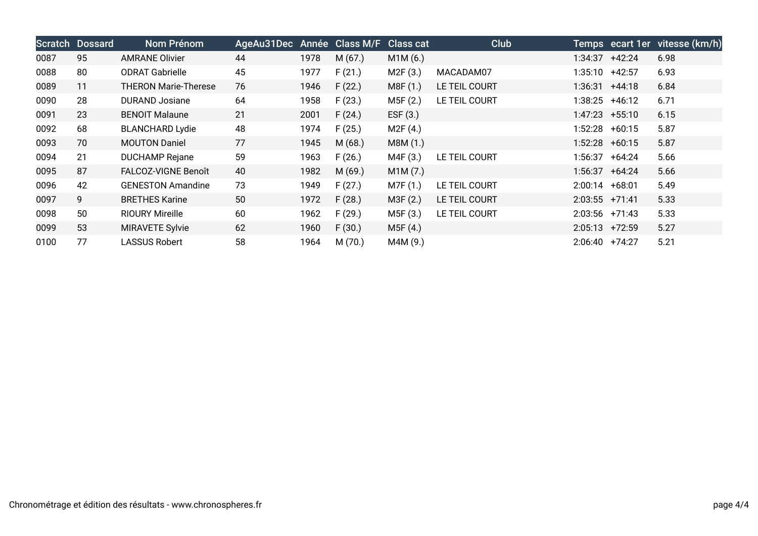| Scratch | Dossard | Nom Prénom | AgeAu31Dec | Année | Class M/F | Class cat | Club | Temps | ecart 1er | vitesse (km/h) |
|---|---|---|---|---|---|---|---|---|---|---|
| 0087 | 95 | AMRANE Olivier | 44 | 1978 | M (67.) | M1M (6.) | | 1:34:37 | +42:24 | 6.98 |
| 0088 | 80 | ODRAT Gabrielle | 45 | 1977 | F (21.) | M2F (3.) | MACADAM07 | 1:35:10 | +42:57 | 6.93 |
| 0089 | 11 | THERON Marie-Therese | 76 | 1946 | F (22.) | M8F (1.) | LE TEIL COURT | 1:36:31 | +44:18 | 6.84 |
| 0090 | 28 | DURAND Josiane | 64 | 1958 | F (23.) | M5F (2.) | LE TEIL COURT | 1:38:25 | +46:12 | 6.71 |
| 0091 | 23 | BENOIT Malaune | 21 | 2001 | F (24.) | ESF (3.) | | 1:47:23 | +55:10 | 6.15 |
| 0092 | 68 | BLANCHARD Lydie | 48 | 1974 | F (25.) | M2F (4.) | | 1:52:28 | +60:15 | 5.87 |
| 0093 | 70 | MOUTON Daniel | 77 | 1945 | M (68.) | M8M (1.) | | 1:52:28 | +60:15 | 5.87 |
| 0094 | 21 | DUCHAMP Rejane | 59 | 1963 | F (26.) | M4F (3.) | LE TEIL COURT | 1:56:37 | +64:24 | 5.66 |
| 0095 | 87 | FALCOZ-VIGNE Benoît | 40 | 1982 | M (69.) | M1M (7.) | | 1:56:37 | +64:24 | 5.66 |
| 0096 | 42 | GENESTON Amandine | 73 | 1949 | F (27.) | M7F (1.) | LE TEIL COURT | 2:00:14 | +68:01 | 5.49 |
| 0097 | 9 | BRETHES Karine | 50 | 1972 | F (28.) | M3F (2.) | LE TEIL COURT | 2:03:55 | +71:41 | 5.33 |
| 0098 | 50 | RIOURY Mireille | 60 | 1962 | F (29.) | M5F (3.) | LE TEIL COURT | 2:03:56 | +71:43 | 5.33 |
| 0099 | 53 | MIRAVETE Sylvie | 62 | 1960 | F (30.) | M5F (4.) | | 2:05:13 | +72:59 | 5.27 |
| 0100 | 77 | LASSUS Robert | 58 | 1964 | M (70.) | M4M (9.) | | 2:06:40 | +74:27 | 5.21 |

Chronométrage et édition des résultats - www.chronospheres.fr